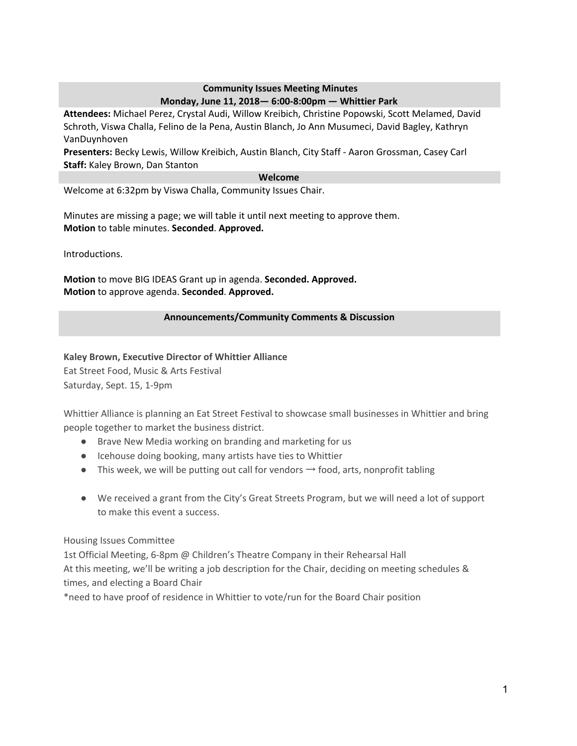## Community Issues Meeting Minutes
## Monday, June 11, 2018— 6:00-8:00pm — Whittier Park

**Attendees:** Michael Perez, Crystal Audi, Willow Kreibich, Christine Popowski, Scott Melamed, David Schroth, Viswa Challa, Felino de la Pena, Austin Blanch, Jo Ann Musumeci, David Bagley, Kathryn VanDuynhoven

**Presenters:** Becky Lewis, Willow Kreibich, Austin Blanch, City Staff - Aaron Grossman, Casey Carl

**Staff:** Kaley Brown, Dan Stanton

### Welcome

Welcome at 6:32pm by Viswa Challa, Community Issues Chair.

Minutes are missing a page; we will table it until next meeting to approve them.
**Motion** to table minutes. **Seconded**. **Approved.**

Introductions.

**Motion** to move BIG IDEAS Grant up in agenda. **Seconded. Approved.**
**Motion** to approve agenda. **Seconded**. **Approved.**

### Announcements/Community Comments & Discussion

**Kaley Brown, Executive Director of Whittier Alliance**
Eat Street Food, Music & Arts Festival
Saturday, Sept. 15, 1-9pm

Whittier Alliance is planning an Eat Street Festival to showcase small businesses in Whittier and bring people together to market the business district.

- Brave New Media working on branding and marketing for us
- Icehouse doing booking, many artists have ties to Whittier
- This week, we will be putting out call for vendors → food, arts, nonprofit tabling
- We received a grant from the City's Great Streets Program, but we will need a lot of support to make this event a success.

Housing Issues Committee
1st Official Meeting, 6-8pm @ Children's Theatre Company in their Rehearsal Hall
At this meeting, we'll be writing a job description for the Chair, deciding on meeting schedules & times, and electing a Board Chair
*need to have proof of residence in Whittier to vote/run for the Board Chair position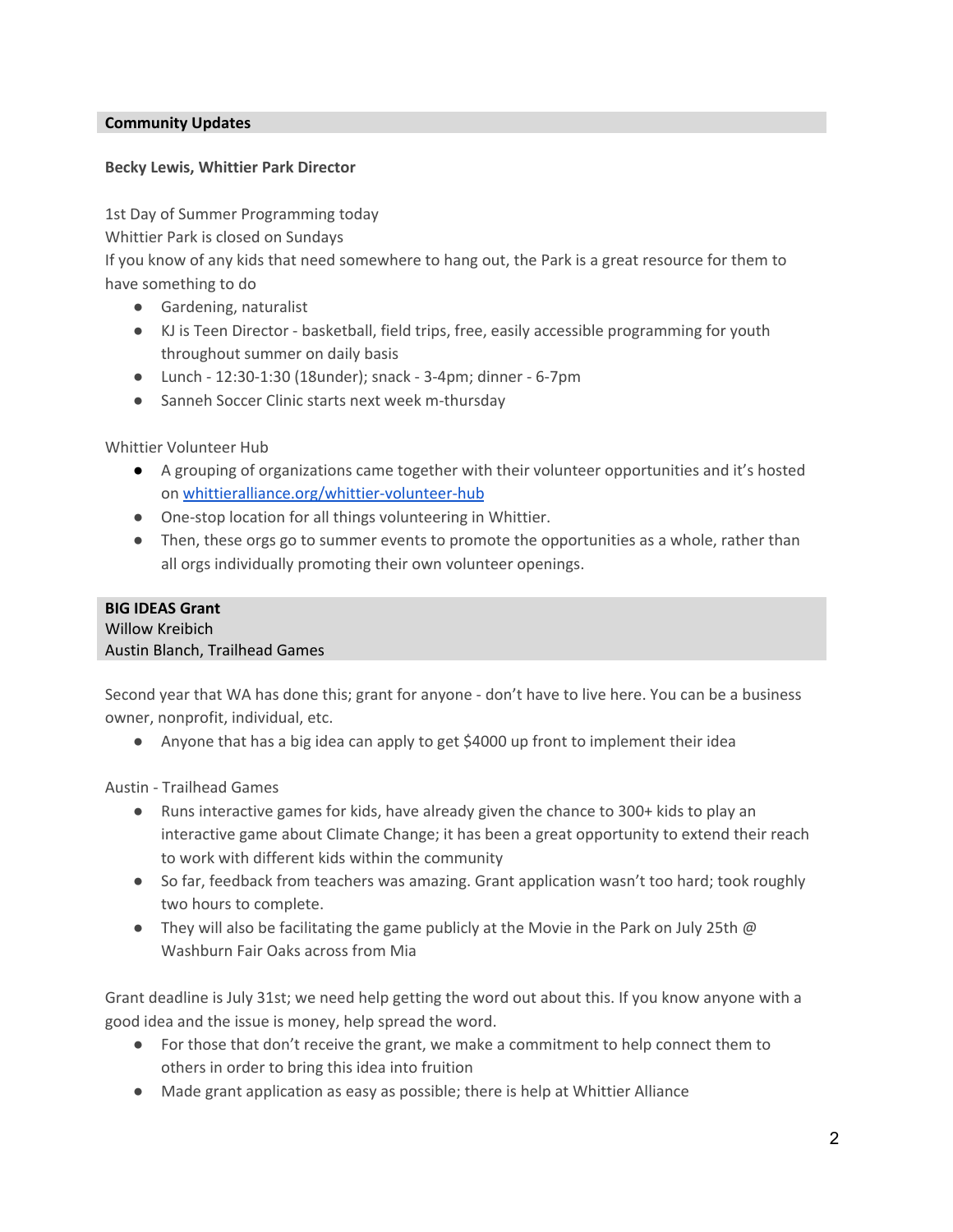## Community Updates

**Becky Lewis, Whittier Park Director**

1st Day of Summer Programming today
Whittier Park is closed on Sundays
If you know of any kids that need somewhere to hang out, the Park is a great resource for them to have something to do

- Gardening, naturalist
- KJ is Teen Director - basketball, field trips, free, easily accessible programming for youth throughout summer on daily basis
- Lunch - 12:30-1:30 (18under); snack - 3-4pm; dinner - 6-7pm
- Sanneh Soccer Clinic starts next week m-thursday

Whittier Volunteer Hub

- A grouping of organizations came together with their volunteer opportunities and it's hosted on [whittieralliance.org/whittier-volunteer-hub](whittieralliance.org/whittier-volunteer-hub)
- One-stop location for all things volunteering in Whittier.
- Then, these orgs go to summer events to promote the opportunities as a whole, rather than all orgs individually promoting their own volunteer openings.

## BIG IDEAS Grant

Willow Kreibich
Austin Blanch, Trailhead Games

Second year that WA has done this; grant for anyone - don't have to live here. You can be a business owner, nonprofit, individual, etc.

- Anyone that has a big idea can apply to get $4000 up front to implement their idea

Austin - Trailhead Games

- Runs interactive games for kids, have already given the chance to 300+ kids to play an interactive game about Climate Change; it has been a great opportunity to extend their reach to work with different kids within the community
- So far, feedback from teachers was amazing. Grant application wasn't too hard; took roughly two hours to complete.
- They will also be facilitating the game publicly at the Movie in the Park on July 25th @ Washburn Fair Oaks across from Mia

Grant deadline is July 31st; we need help getting the word out about this. If you know anyone with a good idea and the issue is money, help spread the word.

- For those that don't receive the grant, we make a commitment to help connect them to others in order to bring this idea into fruition
- Made grant application as easy as possible; there is help at Whittier Alliance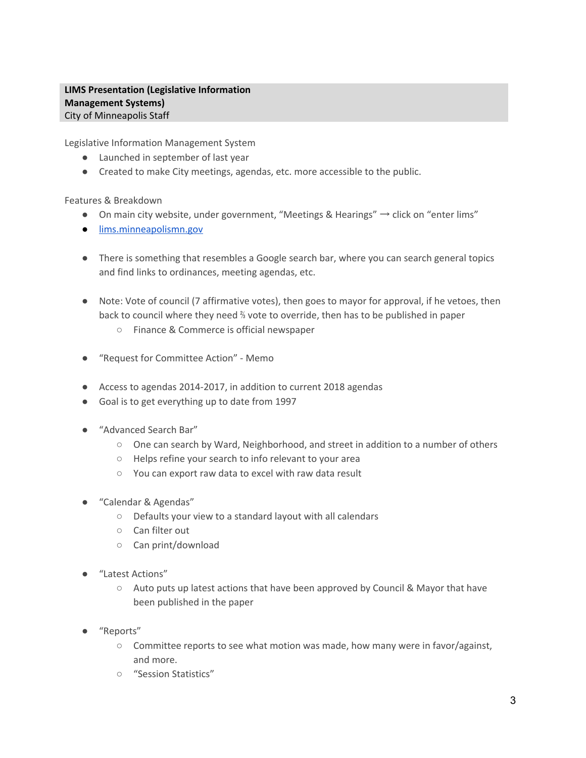**LIMS Presentation (Legislative Information Management Systems)**
City of Minneapolis Staff

Legislative Information Management System

- Launched in september of last year
- Created to make City meetings, agendas, etc. more accessible to the public.

Features & Breakdown

- On main city website, under government, "Meetings & Hearings" ⟶ click on "enter lims"
- [lims.minneapolismn.gov](lims.minneapolismn.gov)

- There is something that resembles a Google search bar, where you can search general topics and find links to ordinances, meeting agendas, etc.

- Note: Vote of council (7 affirmative votes), then goes to mayor for approval, if he vetoes, then back to council where they need ⅔ vote to override, then has to be published in paper
  - Finance & Commerce is official newspaper

- "Request for Committee Action" - Memo

- Access to agendas 2014-2017, in addition to current 2018 agendas
- Goal is to get everything up to date from 1997

- "Advanced Search Bar"
  - One can search by Ward, Neighborhood, and street in addition to a number of others
  - Helps refine your search to info relevant to your area
  - You can export raw data to excel with raw data result

- "Calendar & Agendas"
  - Defaults your view to a standard layout with all calendars
  - Can filter out
  - Can print/download

- "Latest Actions"
  - Auto puts up latest actions that have been approved by Council & Mayor that have been published in the paper

- "Reports"
  - Committee reports to see what motion was made, how many were in favor/against, and more.
  - "Session Statistics"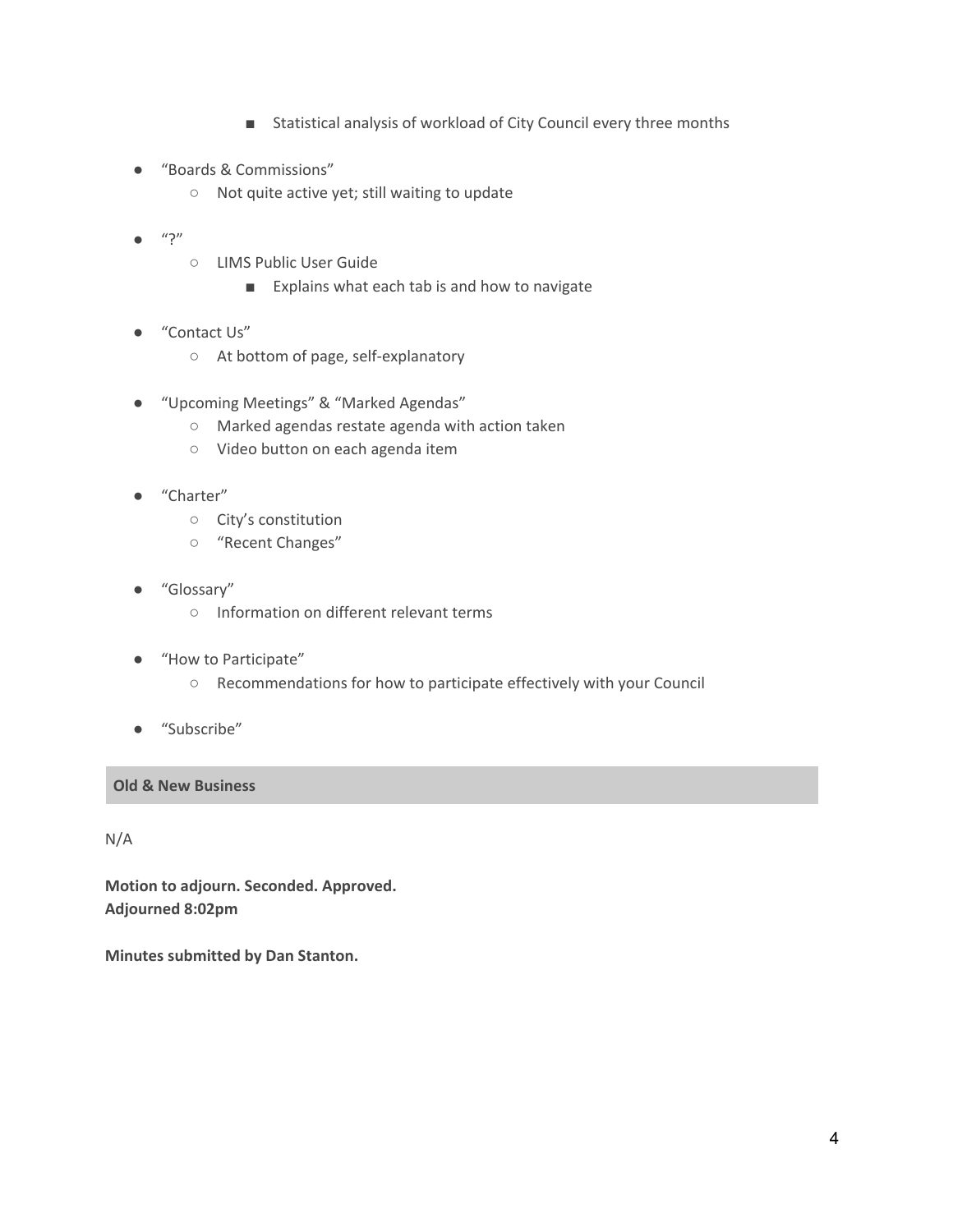- Statistical analysis of workload of City Council every three months

- "Boards & Commissions"
    - Not quite active yet; still waiting to update

- "?"
    - LIMS Public User Guide
        - Explains what each tab is and how to navigate

- "Contact Us"
    - At bottom of page, self-explanatory

- "Upcoming Meetings" & "Marked Agendas"
    - Marked agendas restate agenda with action taken
    - Video button on each agenda item

- "Charter"
    - City's constitution
    - "Recent Changes"

- "Glossary"
    - Information on different relevant terms

- "How to Participate"
    - Recommendations for how to participate effectively with your Council

- "Subscribe"

## Old & New Business

N/A

**Motion to adjourn. Seconded. Approved.**
**Adjourned 8:02pm**

**Minutes submitted by Dan Stanton.**